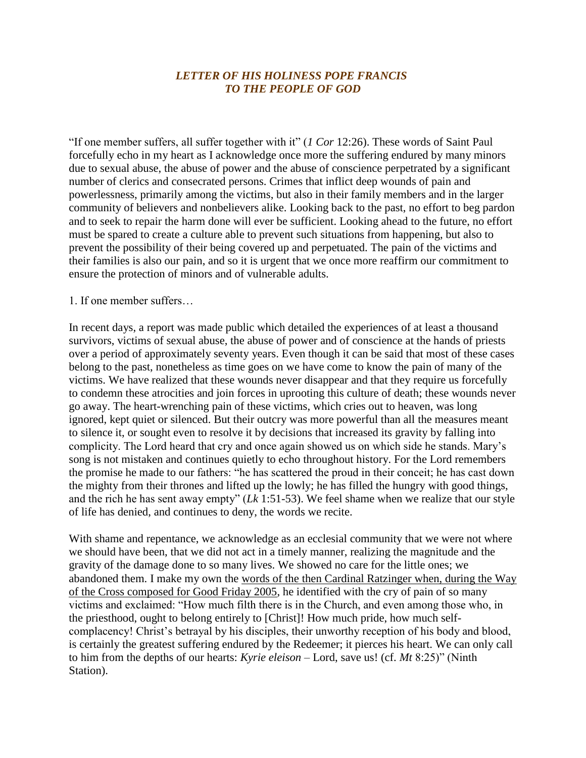# *LETTER OF HIS HOLINESS POPE FRANCIS TO THE PEOPLE OF GOD*

"If one member suffers, all suffer together with it" (*1 Cor* 12:26). These words of Saint Paul forcefully echo in my heart as I acknowledge once more the suffering endured by many minors due to sexual abuse, the abuse of power and the abuse of conscience perpetrated by a significant number of clerics and consecrated persons. Crimes that inflict deep wounds of pain and powerlessness, primarily among the victims, but also in their family members and in the larger community of believers and nonbelievers alike. Looking back to the past, no effort to beg pardon and to seek to repair the harm done will ever be sufficient. Looking ahead to the future, no effort must be spared to create a culture able to prevent such situations from happening, but also to prevent the possibility of their being covered up and perpetuated. The pain of the victims and their families is also our pain, and so it is urgent that we once more reaffirm our commitment to ensure the protection of minors and of vulnerable adults.

1. If one member suffers…

In recent days, a report was made public which detailed the experiences of at least a thousand survivors, victims of sexual abuse, the abuse of power and of conscience at the hands of priests over a period of approximately seventy years. Even though it can be said that most of these cases belong to the past, nonetheless as time goes on we have come to know the pain of many of the victims. We have realized that these wounds never disappear and that they require us forcefully to condemn these atrocities and join forces in uprooting this culture of death; these wounds never go away. The heart-wrenching pain of these victims, which cries out to heaven, was long ignored, kept quiet or silenced. But their outcry was more powerful than all the measures meant to silence it, or sought even to resolve it by decisions that increased its gravity by falling into complicity. The Lord heard that cry and once again showed us on which side he stands. Mary's song is not mistaken and continues quietly to echo throughout history. For the Lord remembers the promise he made to our fathers: "he has scattered the proud in their conceit; he has cast down the mighty from their thrones and lifted up the lowly; he has filled the hungry with good things, and the rich he has sent away empty" (*Lk* 1:51-53). We feel shame when we realize that our style of life has denied, and continues to deny, the words we recite.

With shame and repentance, we acknowledge as an ecclesial community that we were not where we should have been, that we did not act in a timely manner, realizing the magnitude and the gravity of the damage done to so many lives. We showed no care for the little ones; we abandoned them. I make my own the words of the then Cardinal Ratzinger when, during the Way of the Cross composed for Good Friday 2005, he identified with the cry of pain of so many victims and exclaimed: "How much filth there is in the Church, and even among those who, in the priesthood, ought to belong entirely to [Christ]! How much pride, how much self-complacency! Christ's betrayal by his disciples, their unworthy reception of his body and blood, is certainly the greatest suffering endured by the Redeemer; it pierces his heart. We can only call to him from the depths of our hearts: *Kyrie eleison* – Lord, save us! (cf. *Mt* 8:25)" (Ninth Station).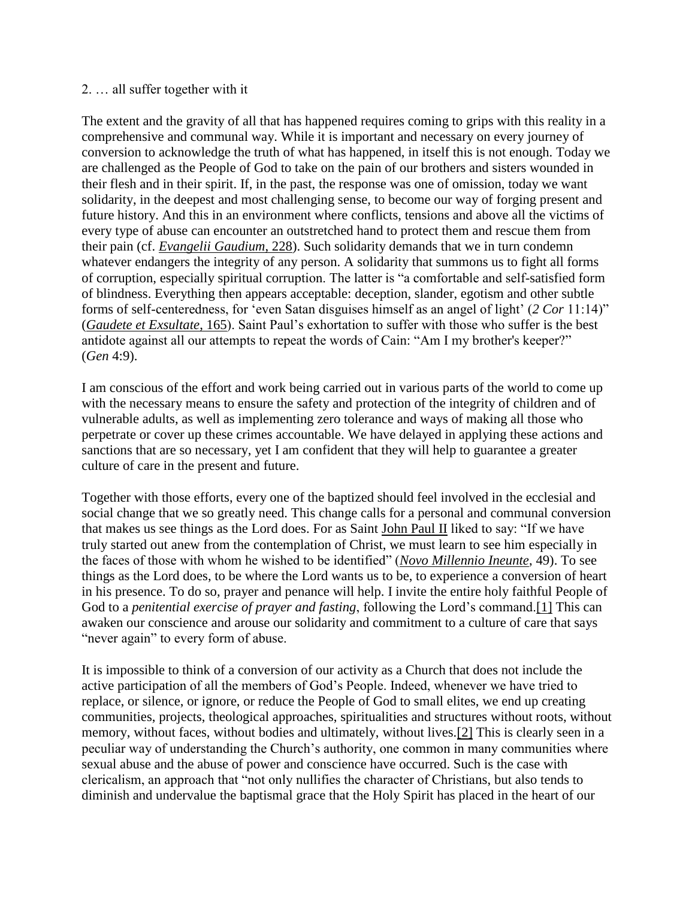2. … all suffer together with it

The extent and the gravity of all that has happened requires coming to grips with this reality in a comprehensive and communal way. While it is important and necessary on every journey of conversion to acknowledge the truth of what has happened, in itself this is not enough. Today we are challenged as the People of God to take on the pain of our brothers and sisters wounded in their flesh and in their spirit. If, in the past, the response was one of omission, today we want solidarity, in the deepest and most challenging sense, to become our way of forging present and future history. And this in an environment where conflicts, tensions and above all the victims of every type of abuse can encounter an outstretched hand to protect them and rescue them from their pain (cf. *Evangelii Gaudium,* 228). Such solidarity demands that we in turn condemn whatever endangers the integrity of any person. A solidarity that summons us to fight all forms of corruption, especially spiritual corruption. The latter is "a comfortable and self-satisfied form of blindness. Everything then appears acceptable: deception, slander, egotism and other subtle forms of self-centeredness, for 'even Satan disguises himself as an angel of light' (*2 Cor* 11:14)" (*Gaudete et Exsultate,* 165). Saint Paul's exhortation to suffer with those who suffer is the best antidote against all our attempts to repeat the words of Cain: "Am I my brother's keeper?" (*Gen* 4:9).

I am conscious of the effort and work being carried out in various parts of the world to come up with the necessary means to ensure the safety and protection of the integrity of children and of vulnerable adults, as well as implementing zero tolerance and ways of making all those who perpetrate or cover up these crimes accountable. We have delayed in applying these actions and sanctions that are so necessary, yet I am confident that they will help to guarantee a greater culture of care in the present and future.

Together with those efforts, every one of the baptized should feel involved in the ecclesial and social change that we so greatly need. This change calls for a personal and communal conversion that makes us see things as the Lord does. For as Saint John Paul II liked to say: "If we have truly started out anew from the contemplation of Christ, we must learn to see him especially in the faces of those with whom he wished to be identified" (*Novo Millennio Ineunte*, 49). To see things as the Lord does, to be where the Lord wants us to be, to experience a conversion of heart in his presence. To do so, prayer and penance will help. I invite the entire holy faithful People of God to a *penitential exercise of prayer and fasting*, following the Lord's command.[1] This can awaken our conscience and arouse our solidarity and commitment to a culture of care that says "never again" to every form of abuse.

It is impossible to think of a conversion of our activity as a Church that does not include the active participation of all the members of God's People. Indeed, whenever we have tried to replace, or silence, or ignore, or reduce the People of God to small elites, we end up creating communities, projects, theological approaches, spiritualities and structures without roots, without memory, without faces, without bodies and ultimately, without lives.[2] This is clearly seen in a peculiar way of understanding the Church's authority, one common in many communities where sexual abuse and the abuse of power and conscience have occurred. Such is the case with clericalism, an approach that "not only nullifies the character of Christians, but also tends to diminish and undervalue the baptismal grace that the Holy Spirit has placed in the heart of our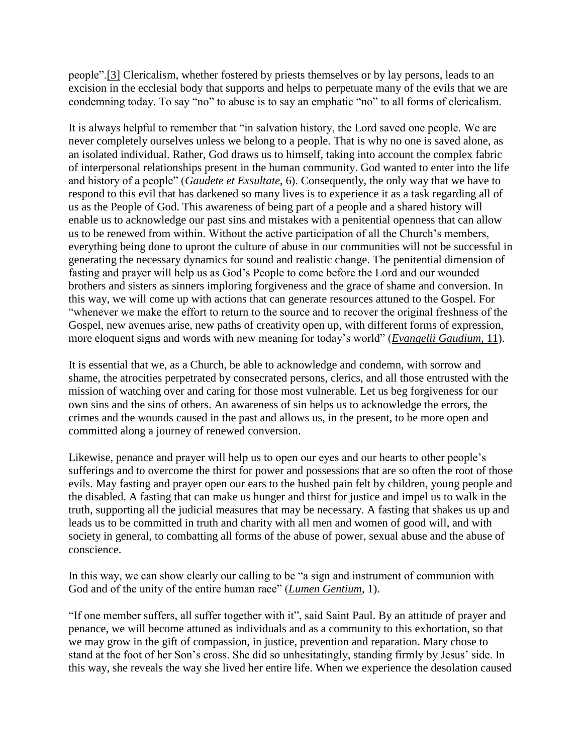people".[3] Clericalism, whether fostered by priests themselves or by lay persons, leads to an excision in the ecclesial body that supports and helps to perpetuate many of the evils that we are condemning today. To say "no" to abuse is to say an emphatic "no" to all forms of clericalism.

It is always helpful to remember that "in salvation history, the Lord saved one people. We are never completely ourselves unless we belong to a people. That is why no one is saved alone, as an isolated individual. Rather, God draws us to himself, taking into account the complex fabric of interpersonal relationships present in the human community. God wanted to enter into the life and history of a people" (*Gaudete et Exsultate*, 6). Consequently, the only way that we have to respond to this evil that has darkened so many lives is to experience it as a task regarding all of us as the People of God. This awareness of being part of a people and a shared history will enable us to acknowledge our past sins and mistakes with a penitential openness that can allow us to be renewed from within. Without the active participation of all the Church's members, everything being done to uproot the culture of abuse in our communities will not be successful in generating the necessary dynamics for sound and realistic change. The penitential dimension of fasting and prayer will help us as God's People to come before the Lord and our wounded brothers and sisters as sinners imploring forgiveness and the grace of shame and conversion. In this way, we will come up with actions that can generate resources attuned to the Gospel. For "whenever we make the effort to return to the source and to recover the original freshness of the Gospel, new avenues arise, new paths of creativity open up, with different forms of expression, more eloquent signs and words with new meaning for today's world" (*Evangelii Gaudium*, 11).

It is essential that we, as a Church, be able to acknowledge and condemn, with sorrow and shame, the atrocities perpetrated by consecrated persons, clerics, and all those entrusted with the mission of watching over and caring for those most vulnerable. Let us beg forgiveness for our own sins and the sins of others. An awareness of sin helps us to acknowledge the errors, the crimes and the wounds caused in the past and allows us, in the present, to be more open and committed along a journey of renewed conversion.

Likewise, penance and prayer will help us to open our eyes and our hearts to other people's sufferings and to overcome the thirst for power and possessions that are so often the root of those evils. May fasting and prayer open our ears to the hushed pain felt by children, young people and the disabled. A fasting that can make us hunger and thirst for justice and impel us to walk in the truth, supporting all the judicial measures that may be necessary. A fasting that shakes us up and leads us to be committed in truth and charity with all men and women of good will, and with society in general, to combatting all forms of the abuse of power, sexual abuse and the abuse of conscience.

In this way, we can show clearly our calling to be "a sign and instrument of communion with God and of the unity of the entire human race" (*Lumen Gentium*, 1).

"If one member suffers, all suffer together with it", said Saint Paul. By an attitude of prayer and penance, we will become attuned as individuals and as a community to this exhortation, so that we may grow in the gift of compassion, in justice, prevention and reparation. Mary chose to stand at the foot of her Son's cross. She did so unhesitatingly, standing firmly by Jesus' side. In this way, she reveals the way she lived her entire life. When we experience the desolation caused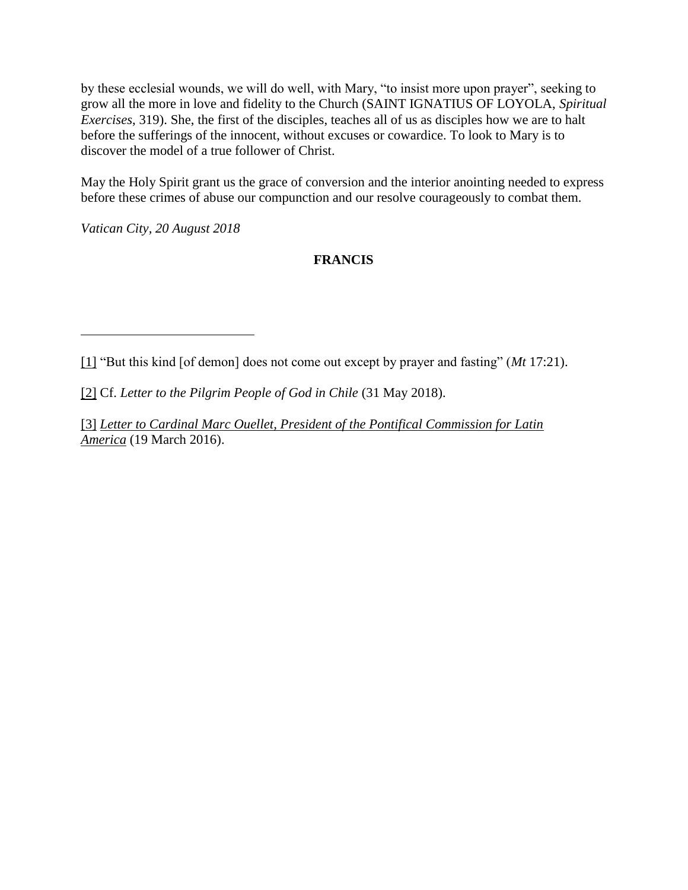by these ecclesial wounds, we will do well, with Mary, "to insist more upon prayer", seeking to grow all the more in love and fidelity to the Church (SAINT IGNATIUS OF LOYOLA, *Spiritual Exercises*, 319). She, the first of the disciples, teaches all of us as disciples how we are to halt before the sufferings of the innocent, without excuses or cowardice. To look to Mary is to discover the model of a true follower of Christ.

May the Holy Spirit grant us the grace of conversion and the interior anointing needed to express before these crimes of abuse our compunction and our resolve courageously to combat them.

*Vatican City, 20 August 2018*

**FRANCIS**

---

[1] "But this kind [of demon] does not come out except by prayer and fasting" (*Mt* 17:21).

[2] Cf. *Letter to the Pilgrim People of God in Chile* (31 May 2018).

[3] *Letter to Cardinal Marc Ouellet, President of the Pontifical Commission for Latin America* (19 March 2016).